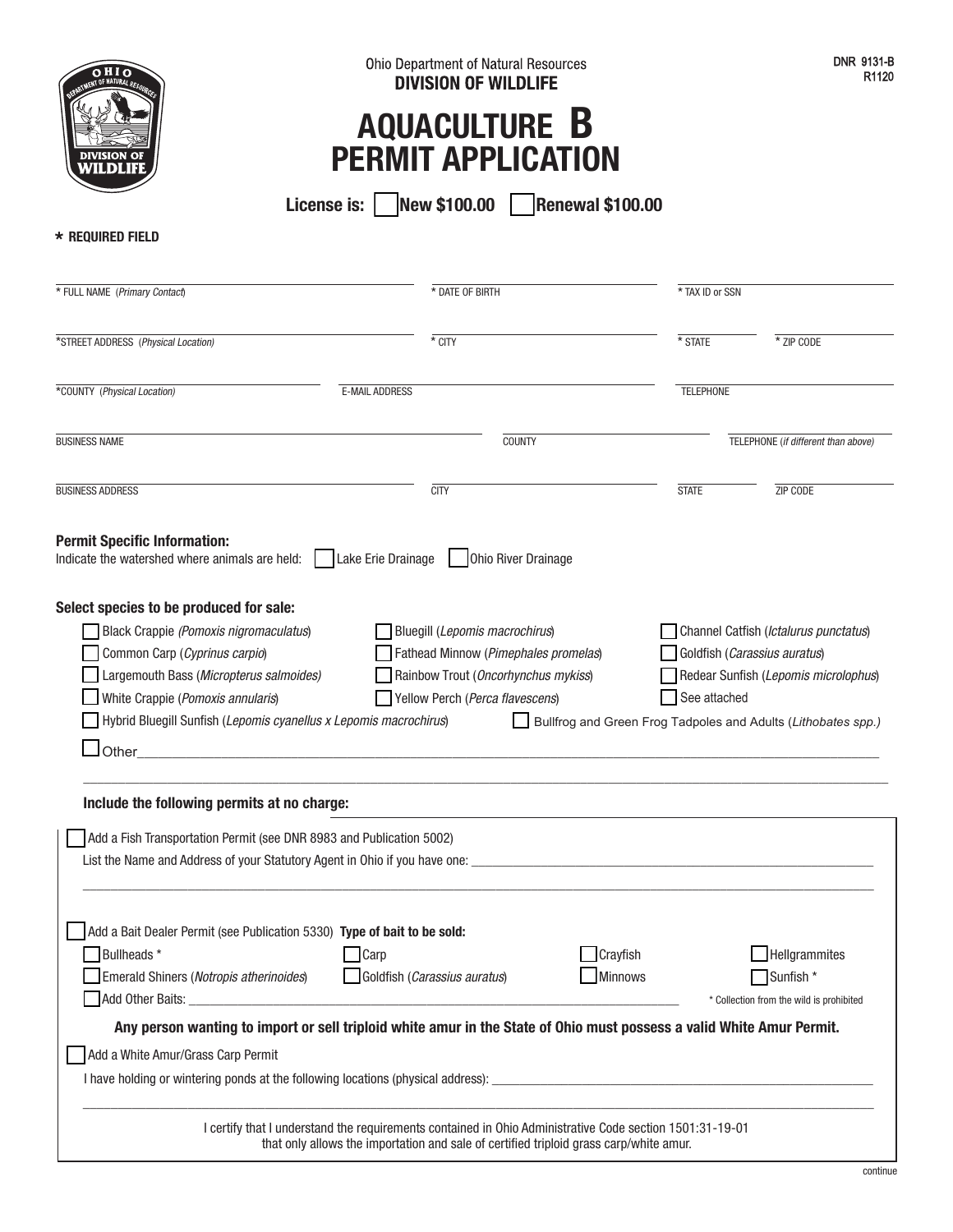Ohio Department of Natural Resources
**DIVISION OF WILDLIFE**

DNR 9131-B
R1120

# AQUACULTURE B PERMIT APPLICATION

**License is:** ☐ **New $100.00** ☐ **Renewal $100.00**

**\* REQUIRED FIELD**

\* FULL NAME *(Primary Contact)* ________________ \* DATE OF BIRTH ________________ \* TAX ID or SSN ________________

\*STREET ADDRESS *(Physical Location)* ________________ \* CITY ________________ \* STATE ________ \* ZIP CODE ________

\*COUNTY *(Physical Location)* ________________ E-MAIL ADDRESS ________________ TELEPHONE ________________

BUSINESS NAME ________________ COUNTY ________________ TELEPHONE *(if different than above)* ________________

BUSINESS ADDRESS ________________ CITY ________________ STATE ________ ZIP CODE ________

**Permit Specific Information:**
Indicate the watershed where animals are held: ☐ Lake Erie Drainage ☐ Ohio River Drainage

**Select species to be produced for sale:**

- ☐ Black Crappie *(Pomoxis nigromaculatus)*
- ☐ Common Carp (*Cyprinus carpio*)
- ☐ Largemouth Bass *(Micropterus salmoides)*
- ☐ White Crappie (*Pomoxis annularis*)
- ☐ Bluegill (*Lepomis macrochirus*)
- ☐ Fathead Minnow (*Pimephales promelas*)
- ☐ Rainbow Trout (*Oncorhynchus mykiss*)
- ☐ Yellow Perch (*Perca flavescens*)
- ☐ Channel Catfish (*Ictalurus punctatus*)
- ☐ Goldfish (*Carassius auratus*)
- ☐ Redear Sunfish (*Lepomis microlophus*)
- ☐ See attached
- ☐ Hybrid Bluegill Sunfish (*Lepomis cyanellus x Lepomis macrochirus*)
- ☐ Bullfrog and Green Frog Tadpoles and Adults (*Lithobates spp.)*
- ☐ Other ________________________________________________

**Include the following permits at no charge:**

☐ Add a Fish Transportation Permit (see DNR 8983 and Publication 5002)

List the Name and Address of your Statutory Agent in Ohio if you have one: ________________________________________________

☐ Add a Bait Dealer Permit (see Publication 5330) **Type of bait to be sold:**

- ☐ Bullheads *
- ☐ Carp
- ☐ Crayfish
- ☐ Hellgrammites
- ☐ Emerald Shiners (*Notropis atherinoides*)
- ☐ Goldfish (*Carassius auratus*)
- ☐ Minnows
- ☐ Sunfish *
- ☐ Add Other Baits: ________________________________________________

\* Collection from the wild is prohibited

**Any person wanting to import or sell triploid white amur in the State of Ohio must possess a valid White Amur Permit.**

☐ Add a White Amur/Grass Carp Permit

I have holding or wintering ponds at the following locations (physical address): ________________________________________________

I certify that I understand the requirements contained in Ohio Administrative Code section 1501:31-19-01 that only allows the importation and sale of certified triploid grass carp/white amur.

continue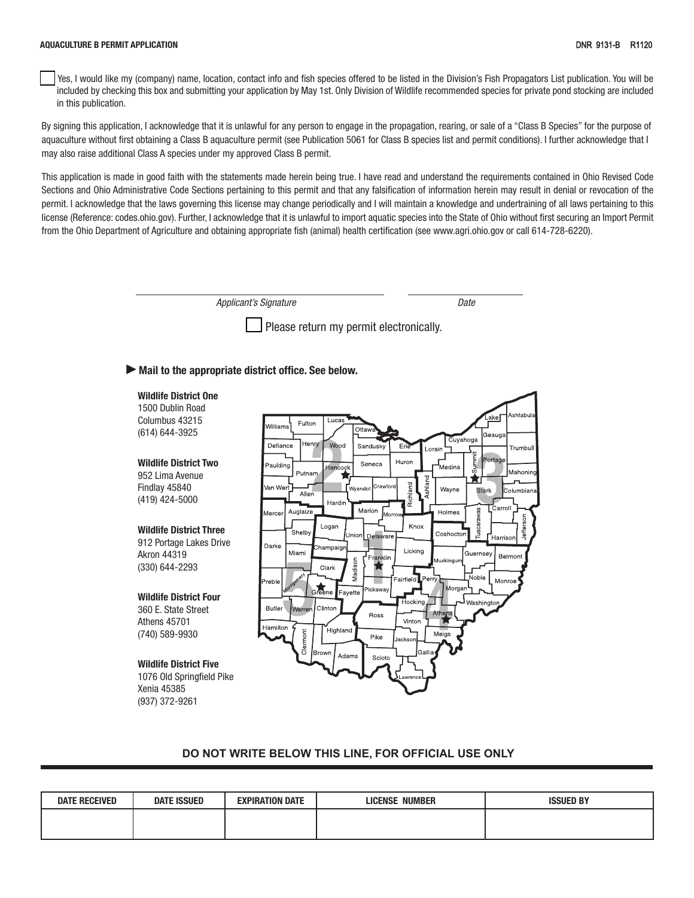☐ Yes, I would like my (company) name, location, contact info and fish species offered to be listed in the Division's Fish Propagators List publication. You will be included by checking this box and submitting your application by May 1st. Only Division of Wildlife recommended species for private pond stocking are included in this publication.

By signing this application, I acknowledge that it is unlawful for any person to engage in the propagation, rearing, or sale of a "Class B Species" for the purpose of aquaculture without first obtaining a Class B aquaculture permit (see Publication 5061 for Class B species list and permit conditions). I further acknowledge that I may also raise additional Class A species under my approved Class B permit.

This application is made in good faith with the statements made herein being true. I have read and understand the requirements contained in Ohio Revised Code Sections and Ohio Administrative Code Sections pertaining to this permit and that any falsification of information herein may result in denial or revocation of the permit. I acknowledge that the laws governing this license may change periodically and I will maintain a knowledge and undertraining of all laws pertaining to this license (Reference: codes.ohio.gov). Further, I acknowledge that it is unlawful to import aquatic species into the State of Ohio without first securing an Import Permit from the Ohio Department of Agriculture and obtaining appropriate fish (animal) health certification (see www.agri.ohio.gov or call 614-728-6220).

_______________________________ _______________
*Applicant's Signature* *Date*

☐ Please return my permit electronically.

▶ **Mail to the appropriate district office. See below.**

**Wildlife District One**
1500 Dublin Road
Columbus 43215
(614) 644-3925

**Wildlife District Two**
952 Lima Avenue
Findlay 45840
(419) 424-5000

**Wildlife District Three**
912 Portage Lakes Drive
Akron 44319
(330) 644-2293

**Wildlife District Four**
360 E. State Street
Athens 45701
(740) 589-9930

**Wildlife District Five**
1076 Old Springfield Pike
Xenia 45385
(937) 372-9261

**DO NOT WRITE BELOW THIS LINE, FOR OFFICIAL USE ONLY**

| DATE RECEIVED | DATE ISSUED | EXPIRATION DATE | LICENSE NUMBER | ISSUED BY |
|---|---|---|---|---|
| | | | | |